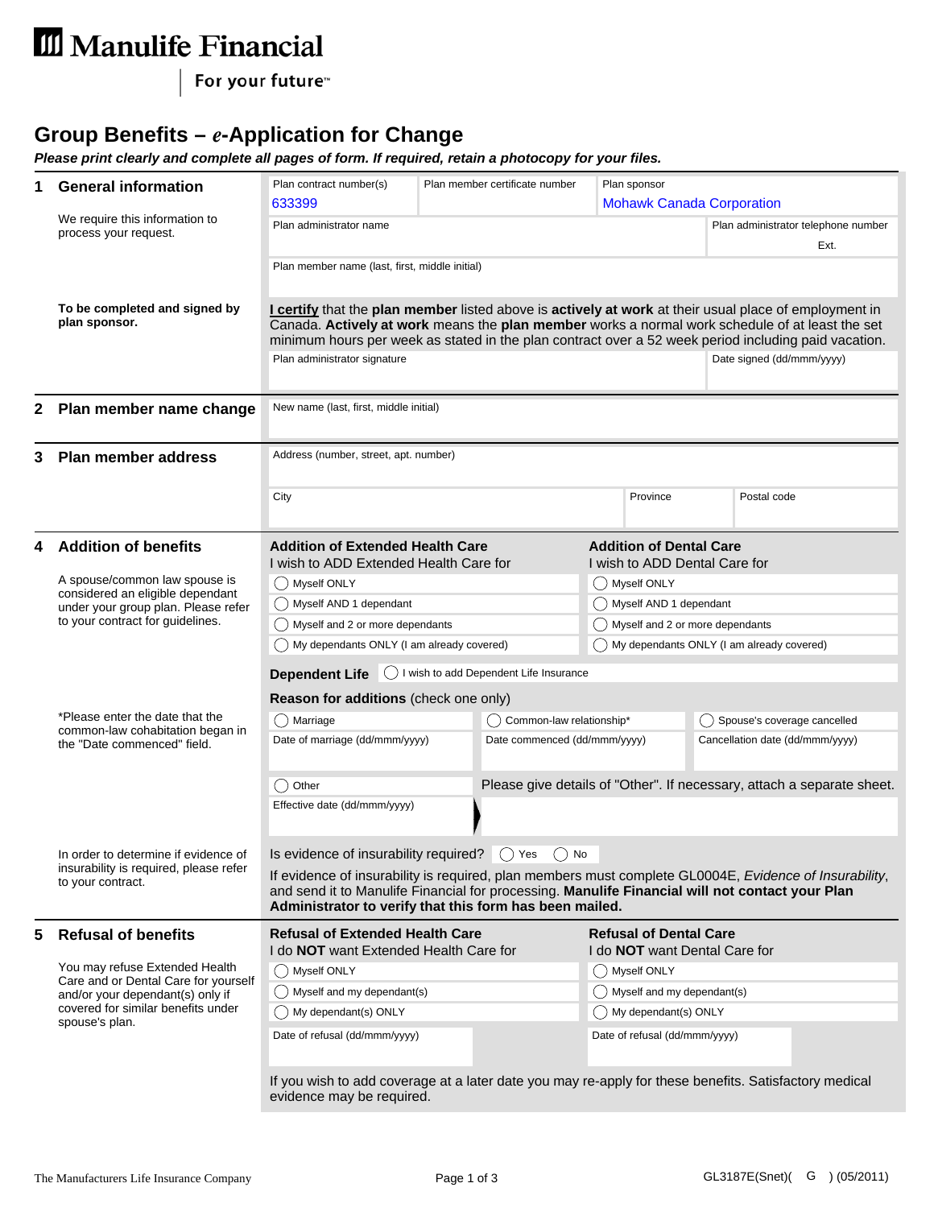Manulife Financial

For your future™

# Group Benefits – *e*-Application for Change

***Please print clearly and complete all pages of form. If required, retain a photocopy for your files.***

## 1 General information

We require this information to process your request.

| Plan contract number(s) | Plan member certificate number | Plan sponsor |
|---|---|---|
| 633399 | | Mohawk Canada Corporation |

| Plan administrator name | Plan administrator telephone number |
|---|---|
| | Ext. |

Plan member name (last, first, middle initial)

**To be completed and signed by plan sponsor.**

**I certify** that the **plan member** listed above is **actively at work** at their usual place of employment in Canada. **Actively at work** means the **plan member** works a normal work schedule of at least the set minimum hours per week as stated in the plan contract over a 52 week period including paid vacation.

| Plan administrator signature | Date signed (dd/mmm/yyyy) |
|---|---|
| | |

## 2 Plan member name change

New name (last, first, middle initial)

## 3 Plan member address

Address (number, street, apt. number)

| City | Province | Postal code |
|---|---|---|
| | | |

## 4 Addition of benefits

A spouse/common law spouse is considered an eligible dependant under your group plan. Please refer to your contract for guidelines.

**Addition of Extended Health Care**
I wish to ADD Extended Health Care for

- ◯ Myself ONLY
- ◯ Myself AND 1 dependant
- ◯ Myself and 2 or more dependants
- ◯ My dependants ONLY (I am already covered)

**Addition of Dental Care**
I wish to ADD Dental Care for

- ◯ Myself ONLY
- ◯ Myself AND 1 dependant
- ◯ Myself and 2 or more dependants
- ◯ My dependants ONLY (I am already covered)

**Dependent Life** ◯ I wish to add Dependent Life Insurance

**Reason for additions** (check one only)

*Please enter the date that the common-law cohabitation began in the "Date commenced" field.

| ◯ Marriage | ◯ Common-law relationship* | ◯ Spouse's coverage cancelled |
|---|---|---|
| Date of marriage (dd/mmm/yyyy) | Date commenced (dd/mmm/yyyy) | Cancellation date (dd/mmm/yyyy) |

◯ Other — Please give details of "Other". If necessary, attach a separate sheet.

Effective date (dd/mmm/yyyy)

In order to determine if evidence of insurability is required, please refer to your contract.

Is evidence of insurability required? ◯ Yes ◯ No

If evidence of insurability is required, plan members must complete GL0004E, *Evidence of Insurability*, and send it to Manulife Financial for processing. **Manulife Financial will not contact your Plan Administrator to verify that this form has been mailed.**

## 5 Refusal of benefits

You may refuse Extended Health Care and or Dental Care for yourself and/or your dependant(s) only if covered for similar benefits under spouse's plan.

**Refusal of Extended Health Care**
I do **NOT** want Extended Health Care for

- ◯ Myself ONLY
- ◯ Myself and my dependant(s)
- ◯ My dependant(s) ONLY

Date of refusal (dd/mmm/yyyy)

**Refusal of Dental Care**
I do **NOT** want Dental Care for

- ◯ Myself ONLY
- ◯ Myself and my dependant(s)
- ◯ My dependant(s) ONLY

Date of refusal (dd/mmm/yyyy)

If you wish to add coverage at a later date you may re-apply for these benefits. Satisfactory medical evidence may be required.

The Manufacturers Life Insurance Company

GL3187E(Snet)( G ) (05/2011)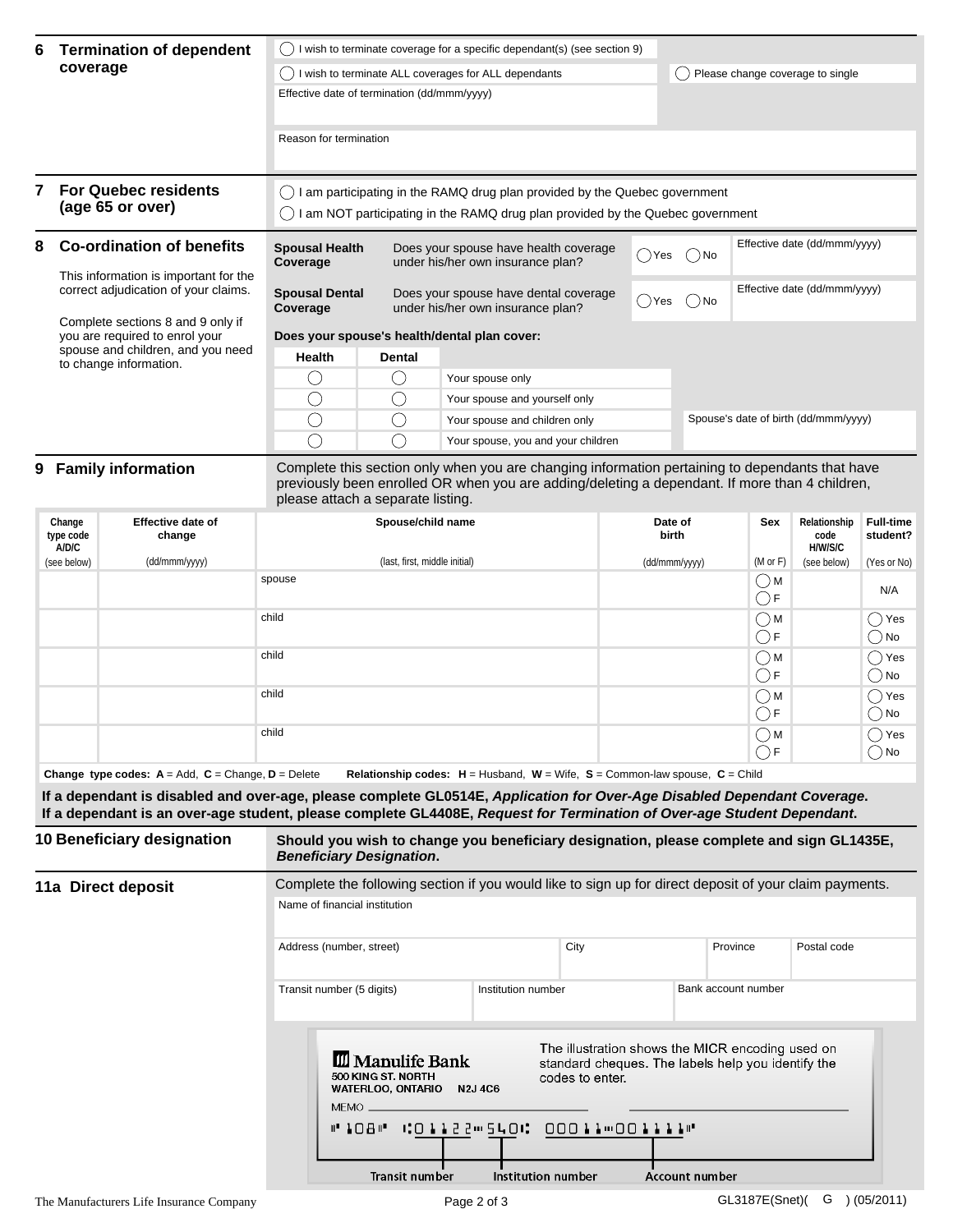## 6 Termination of dependent coverage

◯ I wish to terminate coverage for a specific dependant(s) (see section 9)

◯ I wish to terminate ALL coverages for ALL dependants ◯ Please change coverage to single

Effective date of termination (dd/mmm/yyyy)

Reason for termination

## 7 For Quebec residents (age 65 or over)

◯ I am participating in the RAMQ drug plan provided by the Quebec government

◯ I am NOT participating in the RAMQ drug plan provided by the Quebec government

## 8 Co-ordination of benefits

This information is important for the correct adjudication of your claims.

Complete sections 8 and 9 only if you are required to enrol your spouse and children, and you need to change information.

**Spousal Health Coverage** — Does your spouse have health coverage under his/her own insurance plan? ◯ Yes ◯ No — Effective date (dd/mmm/yyyy)

**Spousal Dental Coverage** — Does your spouse have dental coverage under his/her own insurance plan? ◯ Yes ◯ No — Effective date (dd/mmm/yyyy)

**Does your spouse's health/dental plan cover:**

| Health | Dental | |
|---|---|---|
| ◯ | ◯ | Your spouse only |
| ◯ | ◯ | Your spouse and yourself only |
| ◯ | ◯ | Your spouse and children only |
| ◯ | ◯ | Your spouse, you and your children |

Spouse's date of birth (dd/mmm/yyyy)

## 9 Family information

Complete this section only when you are changing information pertaining to dependants that have previously been enrolled OR when you are adding/deleting a dependant. If more than 4 children, please attach a separate listing.

| Change type code A/D/C (see below) | Effective date of change (dd/mmm/yyyy) | Spouse/child name (last, first, middle initial) | Date of birth (dd/mmm/yyyy) | Sex (M or F) | Relationship code H/W/S/C (see below) | Full-time student? (Yes or No) |
|---|---|---|---|---|---|---|
| | | spouse | | ◯ M ◯ F | | N/A |
| | | child | | ◯ M ◯ F | | ◯ Yes ◯ No |
| | | child | | ◯ M ◯ F | | ◯ Yes ◯ No |
| | | child | | ◯ M ◯ F | | ◯ Yes ◯ No |
| | | child | | ◯ M ◯ F | | ◯ Yes ◯ No |

**Change type codes: A** = Add, **C** = Change, **D** = Delete **Relationship codes: H** = Husband, **W** = Wife, **S** = Common-law spouse, **C** = Child

**If a dependant is disabled and over-age, please complete GL0514E, *Application for Over-Age Disabled Dependant Coverage*.**
**If a dependant is an over-age student, please complete GL4408E, *Request for Termination of Over-age Student Dependant*.**

## 10 Beneficiary designation

**Should you wish to change you beneficiary designation, please complete and sign GL1435E, *Beneficiary Designation*.**

## 11a Direct deposit

Complete the following section if you would like to sign up for direct deposit of your claim payments.

Name of financial institution

Address (number, street) | City | Province | Postal code

Transit number (5 digits) | Institution number | Bank account number

Manulife Bank
500 KING ST. NORTH
WATERLOO, ONTARIO N2J 4C6

The illustration shows the MICR encoding used on standard cheques. The labels help you identify the codes to enter.

MEMO

⑈108⑈ ⑆01122⑉540⑆ 00011⑉0011111⑈

Transit number — Institution number — Account number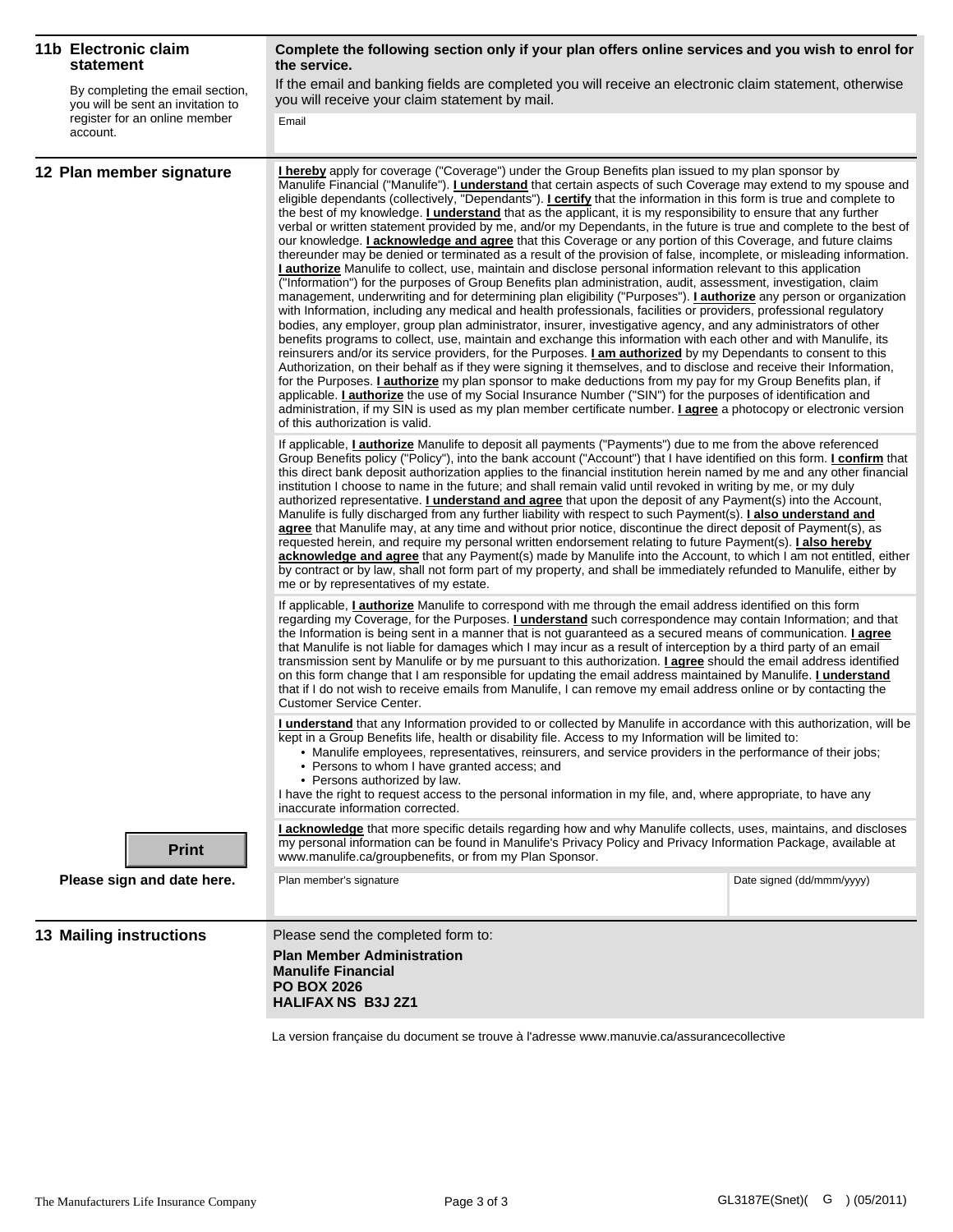## 11b Electronic claim statement

By completing the email section, you will be sent an invitation to register for an online member account.

**Complete the following section only if your plan offers online services and you wish to enrol for the service.**

If the email and banking fields are completed you will receive an electronic claim statement, otherwise you will receive your claim statement by mail.

Email

## 12 Plan member signature

**I hereby** apply for coverage ("Coverage") under the Group Benefits plan issued to my plan sponsor by Manulife Financial ("Manulife"). **I understand** that certain aspects of such Coverage may extend to my spouse and eligible dependants (collectively, "Dependants"). **I certify** that the information in this form is true and complete to the best of my knowledge. **I understand** that as the applicant, it is my responsibility to ensure that any further verbal or written statement provided by me, and/or my Dependants, in the future is true and complete to the best of our knowledge. **I acknowledge and agree** that this Coverage or any portion of this Coverage, and future claims thereunder may be denied or terminated as a result of the provision of false, incomplete, or misleading information. **I authorize** Manulife to collect, use, maintain and disclose personal information relevant to this application ("Information") for the purposes of Group Benefits plan administration, audit, assessment, investigation, claim management, underwriting and for determining plan eligibility ("Purposes"). **I authorize** any person or organization with Information, including any medical and health professionals, facilities or providers, professional regulatory bodies, any employer, group plan administrator, insurer, investigative agency, and any administrators of other benefits programs to collect, use, maintain and exchange this information with each other and with Manulife, its reinsurers and/or its service providers, for the Purposes. **I am authorized** by my Dependants to consent to this Authorization, on their behalf as if they were signing it themselves, and to disclose and receive their Information, for the Purposes. **I authorize** my plan sponsor to make deductions from my pay for my Group Benefits plan, if applicable. **I authorize** the use of my Social Insurance Number ("SIN") for the purposes of identification and administration, if my SIN is used as my plan member certificate number. **I agree** a photocopy or electronic version of this authorization is valid.

If applicable, **I authorize** Manulife to deposit all payments ("Payments") due to me from the above referenced Group Benefits policy ("Policy"), into the bank account ("Account") that I have identified on this form. **I confirm** that this direct bank deposit authorization applies to the financial institution herein named by me and any other financial institution I choose to name in the future; and shall remain valid until revoked in writing by me, or my duly authorized representative. **I understand and agree** that upon the deposit of any Payment(s) into the Account, Manulife is fully discharged from any further liability with respect to such Payment(s). **I also understand and agree** that Manulife may, at any time and without prior notice, discontinue the direct deposit of Payment(s), as requested herein, and require my personal written endorsement relating to future Payment(s). **I also hereby acknowledge and agree** that any Payment(s) made by Manulife into the Account, to which I am not entitled, either by contract or by law, shall not form part of my property, and shall be immediately refunded to Manulife, either by me or by representatives of my estate.

If applicable, **I authorize** Manulife to correspond with me through the email address identified on this form regarding my Coverage, for the Purposes. **I understand** such correspondence may contain Information; and that the Information is being sent in a manner that is not guaranteed as a secured means of communication. **I agree** that Manulife is not liable for damages which I may incur as a result of interception by a third party of an email transmission sent by Manulife or by me pursuant to this authorization. **I agree** should the email address identified on this form change that I am responsible for updating the email address maintained by Manulife. **I understand** that if I do not wish to receive emails from Manulife, I can remove my email address online or by contacting the Customer Service Center.

**I understand** that any Information provided to or collected by Manulife in accordance with this authorization, will be kept in a Group Benefits life, health or disability file. Access to my Information will be limited to:

- Manulife employees, representatives, reinsurers, and service providers in the performance of their jobs;
- Persons to whom I have granted access; and
- Persons authorized by law.

I have the right to request access to the personal information in my file, and, where appropriate, to have any inaccurate information corrected.

**I acknowledge** that more specific details regarding how and why Manulife collects, uses, maintains, and discloses my personal information can be found in Manulife's Privacy Policy and Privacy Information Package, available at www.manulife.ca/groupbenefits, or from my Plan Sponsor.

Print

**Please sign and date here.**

| Plan member's signature | Date signed (dd/mmm/yyyy) |
|---|---|
| | |

## 13 Mailing instructions

Please send the completed form to:

**Plan Member Administration**
**Manulife Financial**
**PO BOX 2026**
**HALIFAX NS B3J 2Z1**

La version française du document se trouve à l'adresse www.manuvie.ca/assurancecollective

The Manufacturers Life Insurance Company

GL3187E(Snet)( G ) (05/2011)